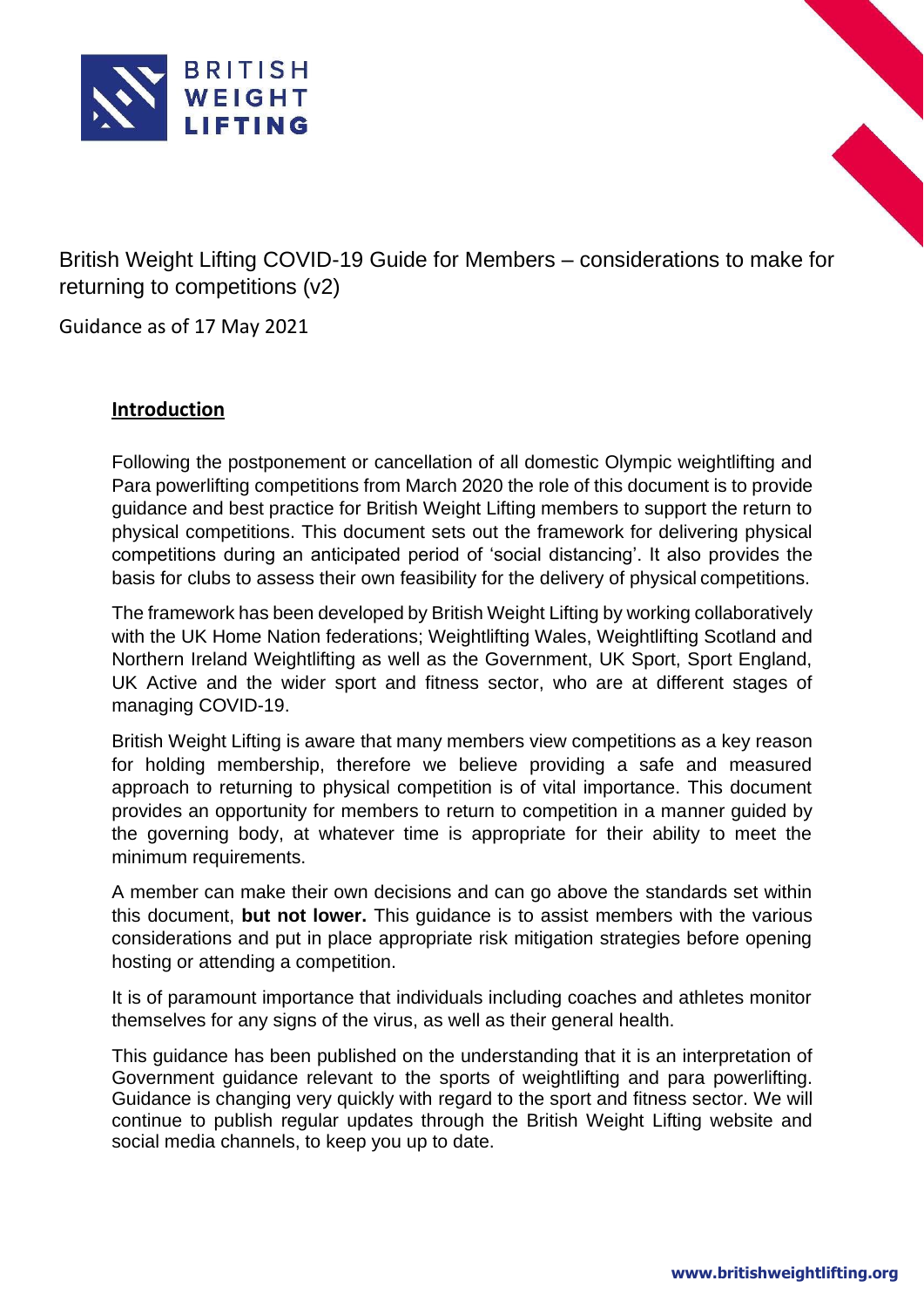# British Weight Lifting COVID-19 Guide for Members – considerations to make for returning to competitions (v2)

Guidance as of 17 May 2021

## Introduction

Following the postponement or cancellation of all domestic Olympic weightlifting and Para powerlifting competitions from March 2020 the role of this document is to provide guidance and best practice for British Weight Lifting members to support the return to physical competitions. This document sets out the framework for delivering physical competitions during an anticipated period of 'social distancing'. It also provides the basis for clubs to assess their own feasibility for the delivery of physical competitions.

The framework has been developed by British Weight Lifting by working collaboratively with the UK Home Nation federations; Weightlifting Wales, Weightlifting Scotland and Northern Ireland Weightlifting as well as the Government, UK Sport, Sport England, UK Active and the wider sport and fitness sector, who are at different stages of managing COVID-19.

British Weight Lifting is aware that many members view competitions as a key reason for holding membership, therefore we believe providing a safe and measured approach to returning to physical competition is of vital importance. This document provides an opportunity for members to return to competition in a manner guided by the governing body, at whatever time is appropriate for their ability to meet the minimum requirements.

A member can make their own decisions and can go above the standards set within this document, **but not lower.** This guidance is to assist members with the various considerations and put in place appropriate risk mitigation strategies before opening hosting or attending a competition.

It is of paramount importance that individuals including coaches and athletes monitor themselves for any signs of the virus, as well as their general health.

This guidance has been published on the understanding that it is an interpretation of Government guidance relevant to the sports of weightlifting and para powerlifting. Guidance is changing very quickly with regard to the sport and fitness sector. We will continue to publish regular updates through the British Weight Lifting website and social media channels, to keep you up to date.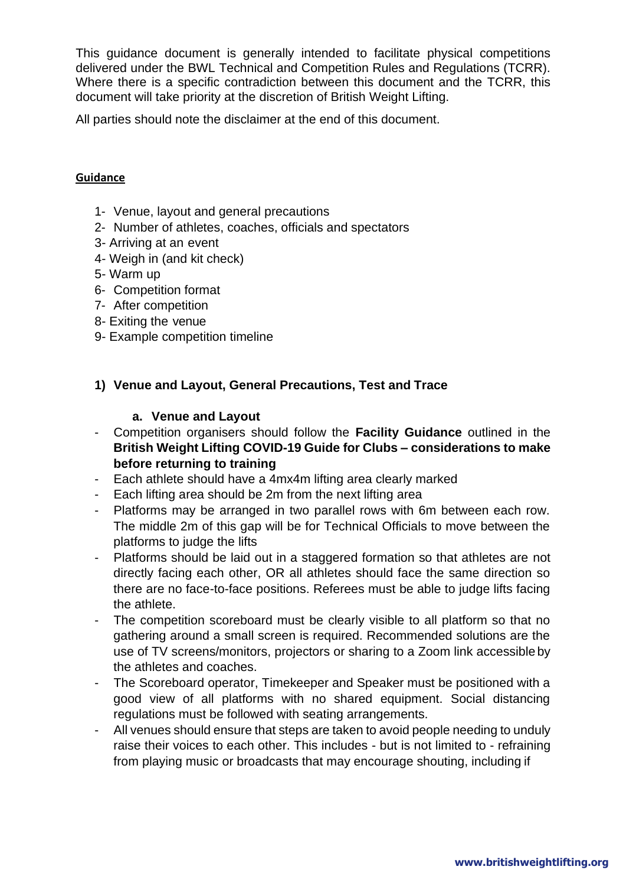This guidance document is generally intended to facilitate physical competitions delivered under the BWL Technical and Competition Rules and Regulations (TCRR). Where there is a specific contradiction between this document and the TCRR, this document will take priority at the discretion of British Weight Lifting.

All parties should note the disclaimer at the end of this document.

**Guidance**

1- Venue, layout and general precautions
2- Number of athletes, coaches, officials and spectators
3- Arriving at an event
4- Weigh in (and kit check)
5- Warm up
6- Competition format
7- After competition
8- Exiting the venue
9- Example competition timeline

## 1) Venue and Layout, General Precautions, Test and Trace

### a. Venue and Layout

- Competition organisers should follow the **Facility Guidance** outlined in the **British Weight Lifting COVID-19 Guide for Clubs – considerations to make before returning to training**
- Each athlete should have a 4mx4m lifting area clearly marked
- Each lifting area should be 2m from the next lifting area
- Platforms may be arranged in two parallel rows with 6m between each row. The middle 2m of this gap will be for Technical Officials to move between the platforms to judge the lifts
- Platforms should be laid out in a staggered formation so that athletes are not directly facing each other, OR all athletes should face the same direction so there are no face-to-face positions. Referees must be able to judge lifts facing the athlete.
- The competition scoreboard must be clearly visible to all platform so that no gathering around a small screen is required. Recommended solutions are the use of TV screens/monitors, projectors or sharing to a Zoom link accessible by the athletes and coaches.
- The Scoreboard operator, Timekeeper and Speaker must be positioned with a good view of all platforms with no shared equipment. Social distancing regulations must be followed with seating arrangements.
- All venues should ensure that steps are taken to avoid people needing to unduly raise their voices to each other. This includes - but is not limited to - refraining from playing music or broadcasts that may encourage shouting, including if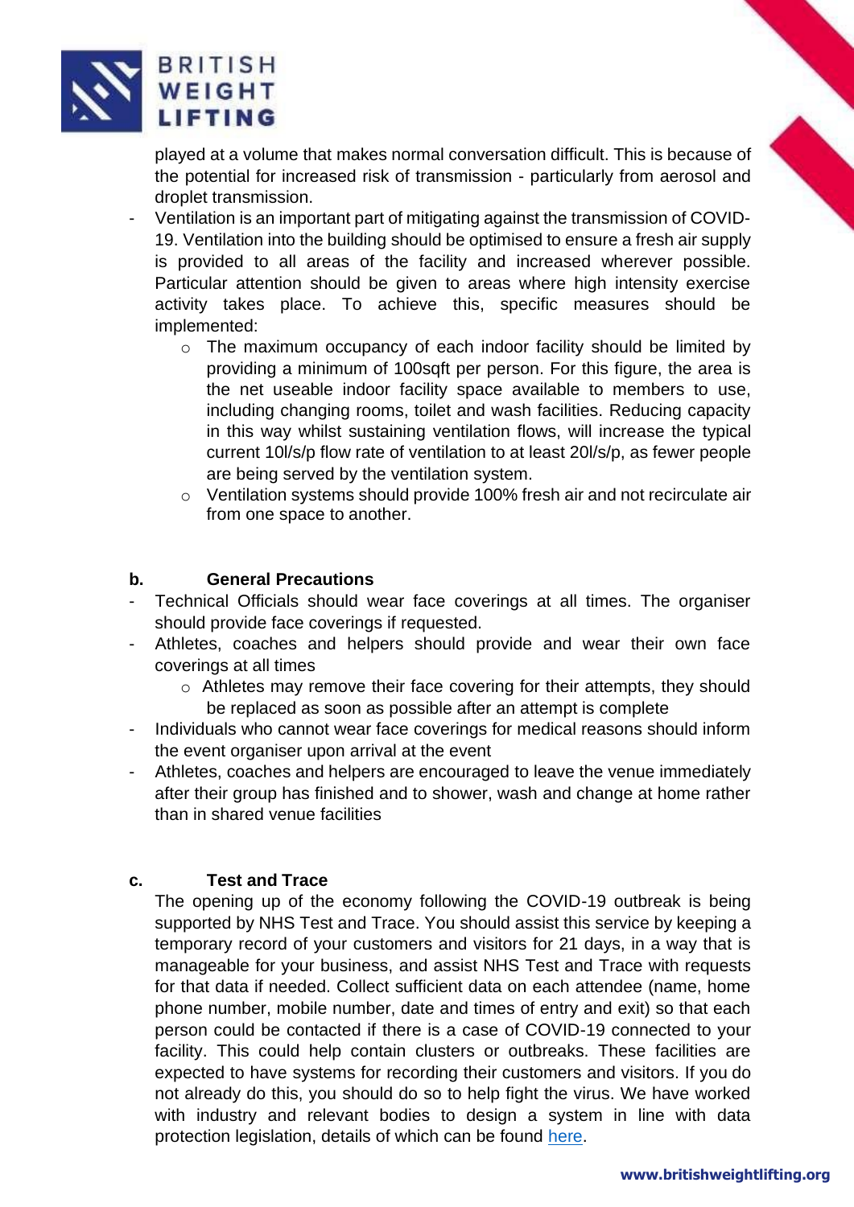played at a volume that makes normal conversation difficult. This is because of the potential for increased risk of transmission - particularly from aerosol and droplet transmission.

- Ventilation is an important part of mitigating against the transmission of COVID-19. Ventilation into the building should be optimised to ensure a fresh air supply is provided to all areas of the facility and increased wherever possible. Particular attention should be given to areas where high intensity exercise activity takes place. To achieve this, specific measures should be implemented:
    - The maximum occupancy of each indoor facility should be limited by providing a minimum of 100sqft per person. For this figure, the area is the net useable indoor facility space available to members to use, including changing rooms, toilet and wash facilities. Reducing capacity in this way whilst sustaining ventilation flows, will increase the typical current 10l/s/p flow rate of ventilation to at least 20l/s/p, as fewer people are being served by the ventilation system.
    - Ventilation systems should provide 100% fresh air and not recirculate air from one space to another.

**b. General Precautions**

- Technical Officials should wear face coverings at all times. The organiser should provide face coverings if requested.
- Athletes, coaches and helpers should provide and wear their own face coverings at all times
    - Athletes may remove their face covering for their attempts, they should be replaced as soon as possible after an attempt is complete
- Individuals who cannot wear face coverings for medical reasons should inform the event organiser upon arrival at the event
- Athletes, coaches and helpers are encouraged to leave the venue immediately after their group has finished and to shower, wash and change at home rather than in shared venue facilities

**c. Test and Trace**

The opening up of the economy following the COVID-19 outbreak is being supported by NHS Test and Trace. You should assist this service by keeping a temporary record of your customers and visitors for 21 days, in a way that is manageable for your business, and assist NHS Test and Trace with requests for that data if needed. Collect sufficient data on each attendee (name, home phone number, mobile number, date and times of entry and exit) so that each person could be contacted if there is a case of COVID-19 connected to your facility. This could help contain clusters or outbreaks. These facilities are expected to have systems for recording their customers and visitors. If you do not already do this, you should do so to help fight the virus. We have worked with industry and relevant bodies to design a system in line with data protection legislation, details of which can be found here.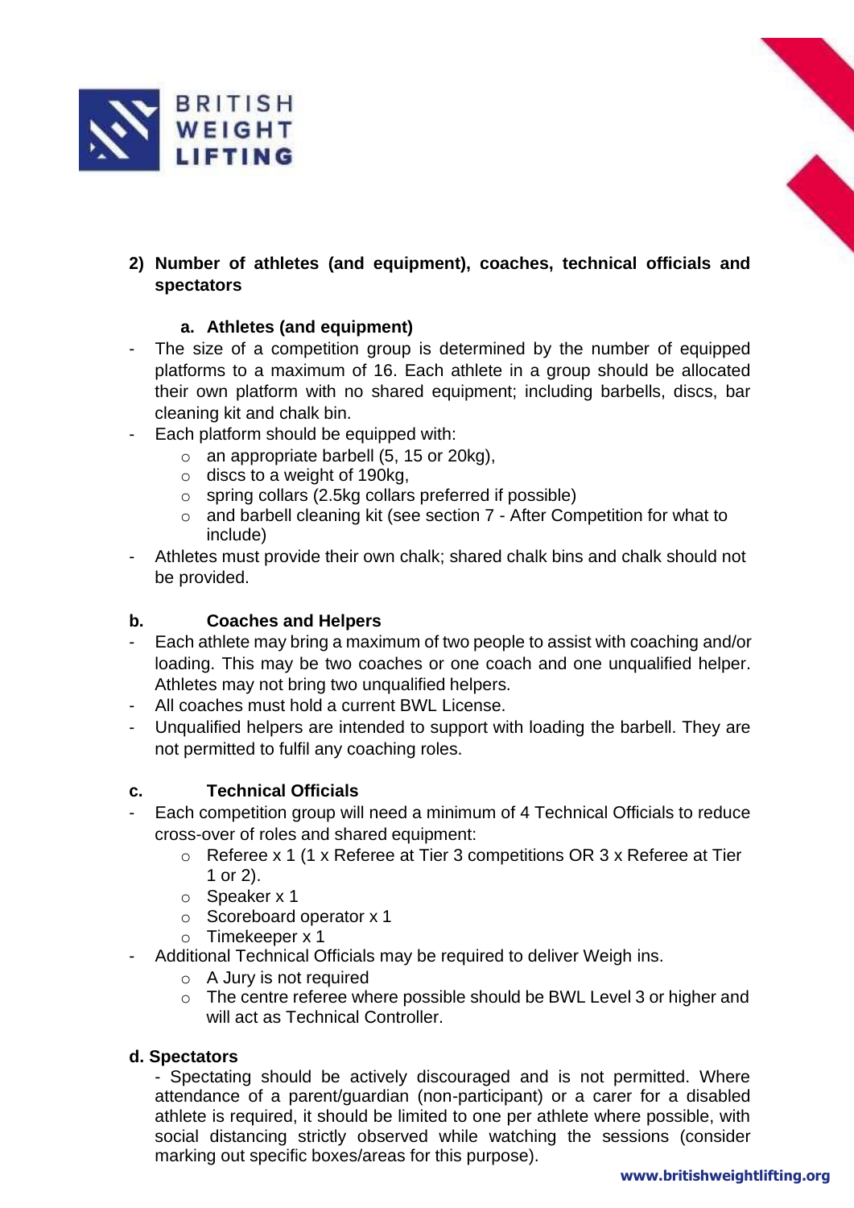## 2) Number of athletes (and equipment), coaches, technical officials and spectators

### a. Athletes (and equipment)

- The size of a competition group is determined by the number of equipped platforms to a maximum of 16. Each athlete in a group should be allocated their own platform with no shared equipment; including barbells, discs, bar cleaning kit and chalk bin.
- Each platform should be equipped with:
  - an appropriate barbell (5, 15 or 20kg),
  - discs to a weight of 190kg,
  - spring collars (2.5kg collars preferred if possible)
  - and barbell cleaning kit (see section 7 - After Competition for what to include)
- Athletes must provide their own chalk; shared chalk bins and chalk should not be provided.

### b. Coaches and Helpers

- Each athlete may bring a maximum of two people to assist with coaching and/or loading. This may be two coaches or one coach and one unqualified helper. Athletes may not bring two unqualified helpers.
- All coaches must hold a current BWL License.
- Unqualified helpers are intended to support with loading the barbell. They are not permitted to fulfil any coaching roles.

### c. Technical Officials

- Each competition group will need a minimum of 4 Technical Officials to reduce cross-over of roles and shared equipment:
  - Referee x 1 (1 x Referee at Tier 3 competitions OR 3 x Referee at Tier 1 or 2).
  - Speaker x 1
  - Scoreboard operator x 1
  - Timekeeper x 1
- Additional Technical Officials may be required to deliver Weigh ins.
  - A Jury is not required
  - The centre referee where possible should be BWL Level 3 or higher and will act as Technical Controller.

### d. Spectators

- Spectating should be actively discouraged and is not permitted. Where attendance of a parent/guardian (non-participant) or a carer for a disabled athlete is required, it should be limited to one per athlete where possible, with social distancing strictly observed while watching the sessions (consider marking out specific boxes/areas for this purpose).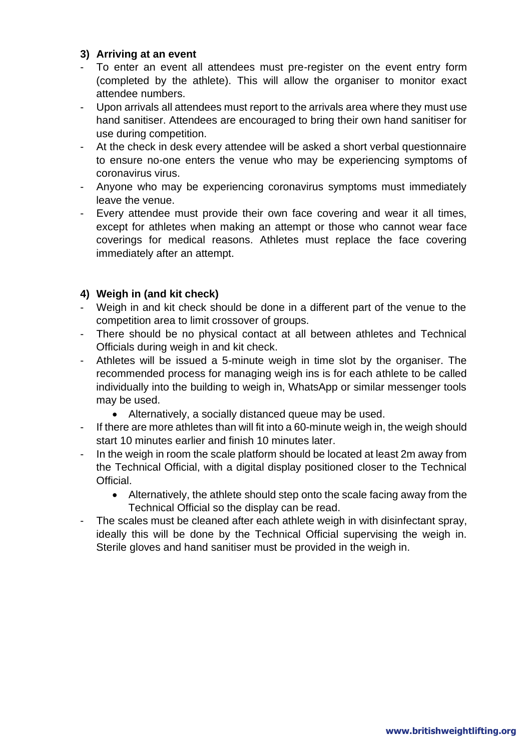### 3) Arriving at an event

- To enter an event all attendees must pre-register on the event entry form (completed by the athlete). This will allow the organiser to monitor exact attendee numbers.
- Upon arrivals all attendees must report to the arrivals area where they must use hand sanitiser. Attendees are encouraged to bring their own hand sanitiser for use during competition.
- At the check in desk every attendee will be asked a short verbal questionnaire to ensure no-one enters the venue who may be experiencing symptoms of coronavirus virus.
- Anyone who may be experiencing coronavirus symptoms must immediately leave the venue.
- Every attendee must provide their own face covering and wear it all times, except for athletes when making an attempt or those who cannot wear face coverings for medical reasons. Athletes must replace the face covering immediately after an attempt.

### 4) Weigh in (and kit check)

- Weigh in and kit check should be done in a different part of the venue to the competition area to limit crossover of groups.
- There should be no physical contact at all between athletes and Technical Officials during weigh in and kit check.
- Athletes will be issued a 5-minute weigh in time slot by the organiser. The recommended process for managing weigh ins is for each athlete to be called individually into the building to weigh in, WhatsApp or similar messenger tools may be used.
  - Alternatively, a socially distanced queue may be used.
- If there are more athletes than will fit into a 60-minute weigh in, the weigh should start 10 minutes earlier and finish 10 minutes later.
- In the weigh in room the scale platform should be located at least 2m away from the Technical Official, with a digital display positioned closer to the Technical Official.
  - Alternatively, the athlete should step onto the scale facing away from the Technical Official so the display can be read.
- The scales must be cleaned after each athlete weigh in with disinfectant spray, ideally this will be done by the Technical Official supervising the weigh in. Sterile gloves and hand sanitiser must be provided in the weigh in.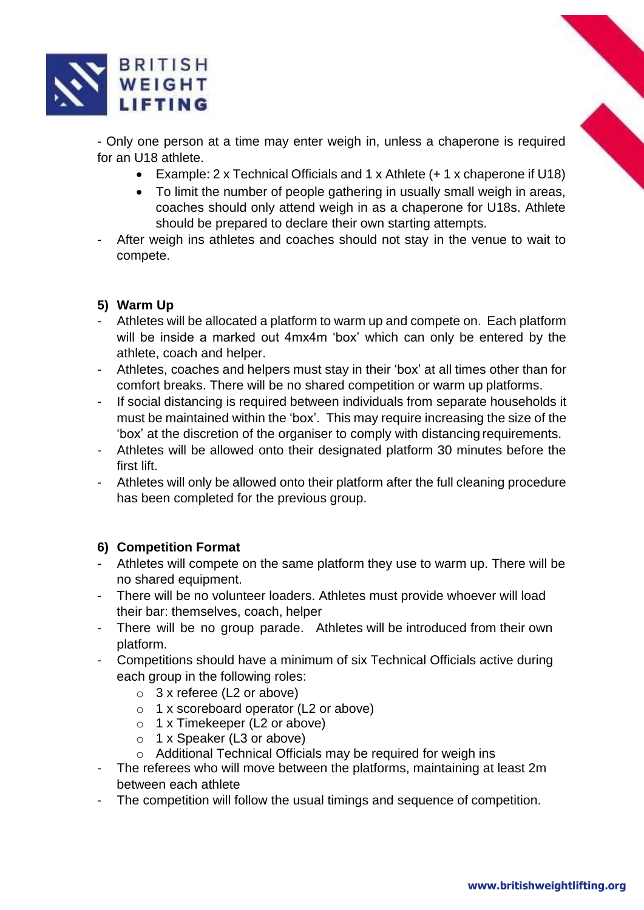- Only one person at a time may enter weigh in, unless a chaperone is required for an U18 athlete.
  - Example: 2 x Technical Officials and 1 x Athlete (+ 1 x chaperone if U18)
  - To limit the number of people gathering in usually small weigh in areas, coaches should only attend weigh in as a chaperone for U18s. Athlete should be prepared to declare their own starting attempts.
- After weigh ins athletes and coaches should not stay in the venue to wait to compete.

**5) Warm Up**

- Athletes will be allocated a platform to warm up and compete on. Each platform will be inside a marked out 4mx4m 'box' which can only be entered by the athlete, coach and helper.
- Athletes, coaches and helpers must stay in their 'box' at all times other than for comfort breaks. There will be no shared competition or warm up platforms.
- If social distancing is required between individuals from separate households it must be maintained within the 'box'. This may require increasing the size of the 'box' at the discretion of the organiser to comply with distancing requirements.
- Athletes will be allowed onto their designated platform 30 minutes before the first lift.
- Athletes will only be allowed onto their platform after the full cleaning procedure has been completed for the previous group.

**6) Competition Format**

- Athletes will compete on the same platform they use to warm up. There will be no shared equipment.
- There will be no volunteer loaders. Athletes must provide whoever will load their bar: themselves, coach, helper
- There will be no group parade. Athletes will be introduced from their own platform.
- Competitions should have a minimum of six Technical Officials active during each group in the following roles:
  - 3 x referee (L2 or above)
  - 1 x scoreboard operator (L2 or above)
  - 1 x Timekeeper (L2 or above)
  - 1 x Speaker (L3 or above)
  - Additional Technical Officials may be required for weigh ins
- The referees who will move between the platforms, maintaining at least 2m between each athlete
- The competition will follow the usual timings and sequence of competition.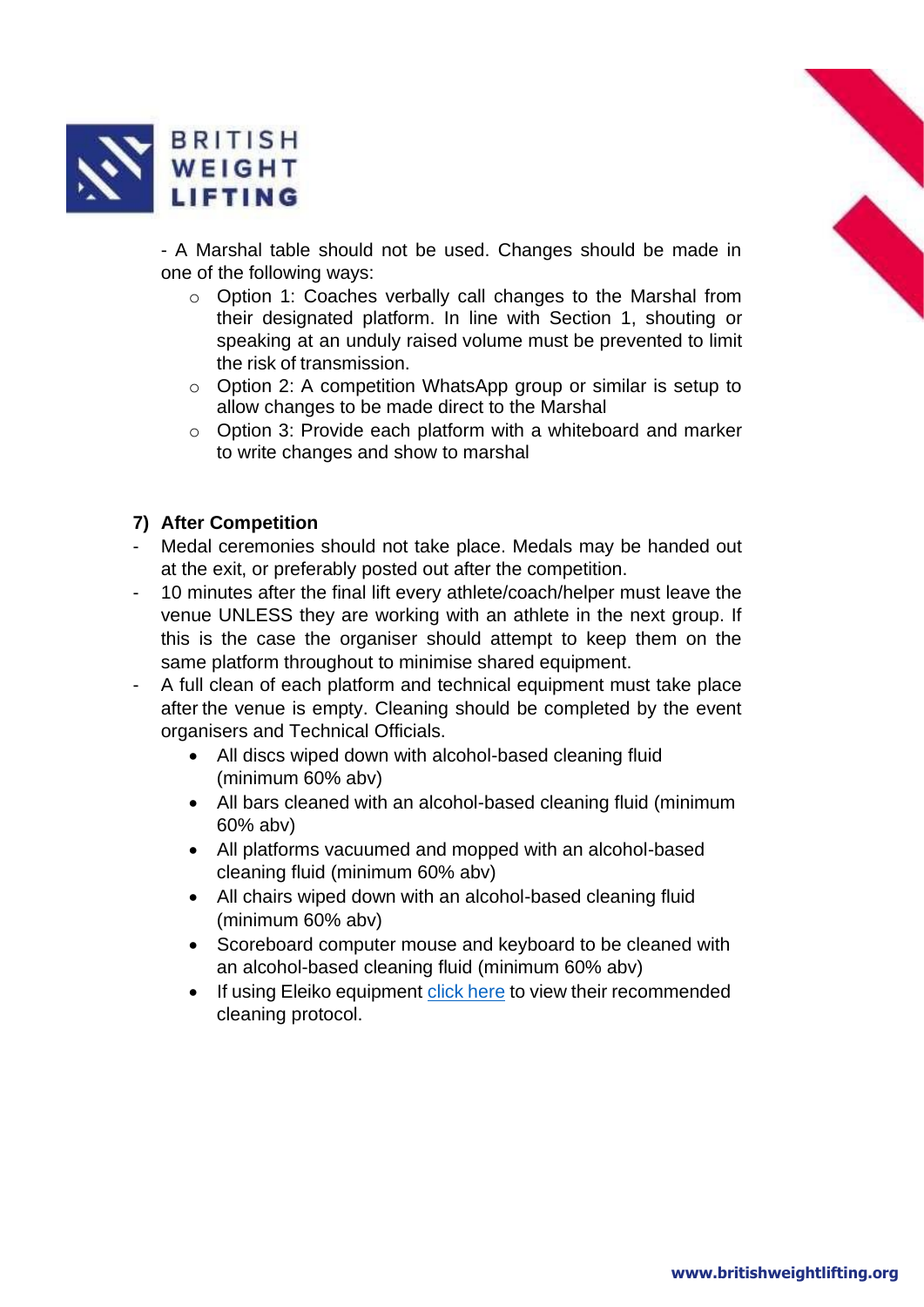- A Marshal table should not be used. Changes should be made in one of the following ways:
    - Option 1: Coaches verbally call changes to the Marshal from their designated platform. In line with Section 1, shouting or speaking at an unduly raised volume must be prevented to limit the risk of transmission.
    - Option 2: A competition WhatsApp group or similar is setup to allow changes to be made direct to the Marshal
    - Option 3: Provide each platform with a whiteboard and marker to write changes and show to marshal

### 7) After Competition

- Medal ceremonies should not take place. Medals may be handed out at the exit, or preferably posted out after the competition.
- 10 minutes after the final lift every athlete/coach/helper must leave the venue UNLESS they are working with an athlete in the next group. If this is the case the organiser should attempt to keep them on the same platform throughout to minimise shared equipment.
- A full clean of each platform and technical equipment must take place after the venue is empty. Cleaning should be completed by the event organisers and Technical Officials.
    - All discs wiped down with alcohol-based cleaning fluid (minimum 60% abv)
    - All bars cleaned with an alcohol-based cleaning fluid (minimum 60% abv)
    - All platforms vacuumed and mopped with an alcohol-based cleaning fluid (minimum 60% abv)
    - All chairs wiped down with an alcohol-based cleaning fluid (minimum 60% abv)
    - Scoreboard computer mouse and keyboard to be cleaned with an alcohol-based cleaning fluid (minimum 60% abv)
    - If using Eleiko equipment click here to view their recommended cleaning protocol.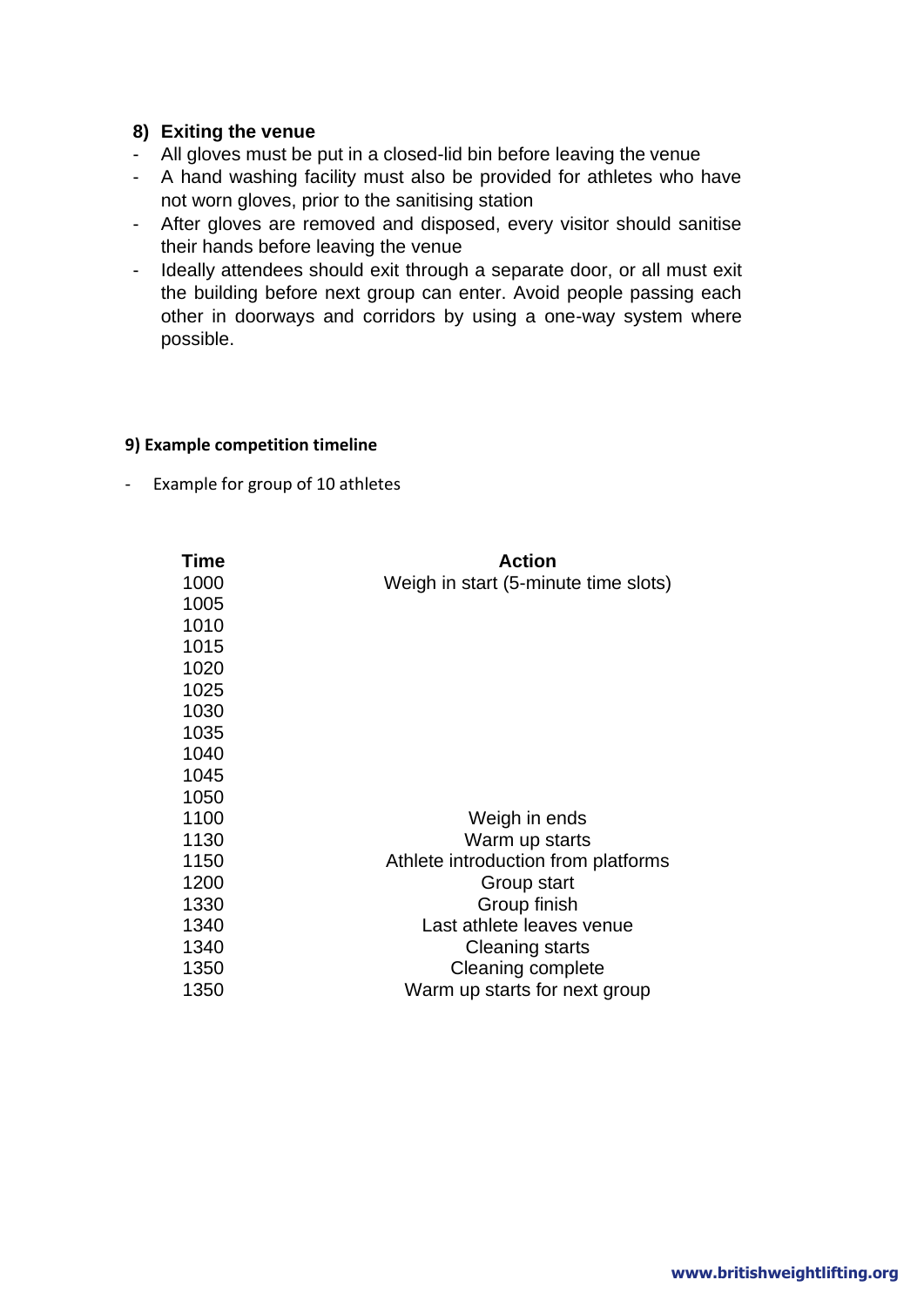## 8) Exiting the venue

- All gloves must be put in a closed-lid bin before leaving the venue
- A hand washing facility must also be provided for athletes who have not worn gloves, prior to the sanitising station
- After gloves are removed and disposed, every visitor should sanitise their hands before leaving the venue
- Ideally attendees should exit through a separate door, or all must exit the building before next group can enter. Avoid people passing each other in doorways and corridors by using a one-way system where possible.

## 9) Example competition timeline

- Example for group of 10 athletes

| Time | Action |
|---|---|
| 1000 | Weigh in start (5-minute time slots) |
| 1005 | |
| 1010 | |
| 1015 | |
| 1020 | |
| 1025 | |
| 1030 | |
| 1035 | |
| 1040 | |
| 1045 | |
| 1050 | |
| 1100 | Weigh in ends |
| 1130 | Warm up starts |
| 1150 | Athlete introduction from platforms |
| 1200 | Group start |
| 1330 | Group finish |
| 1340 | Last athlete leaves venue |
| 1340 | Cleaning starts |
| 1350 | Cleaning complete |
| 1350 | Warm up starts for next group |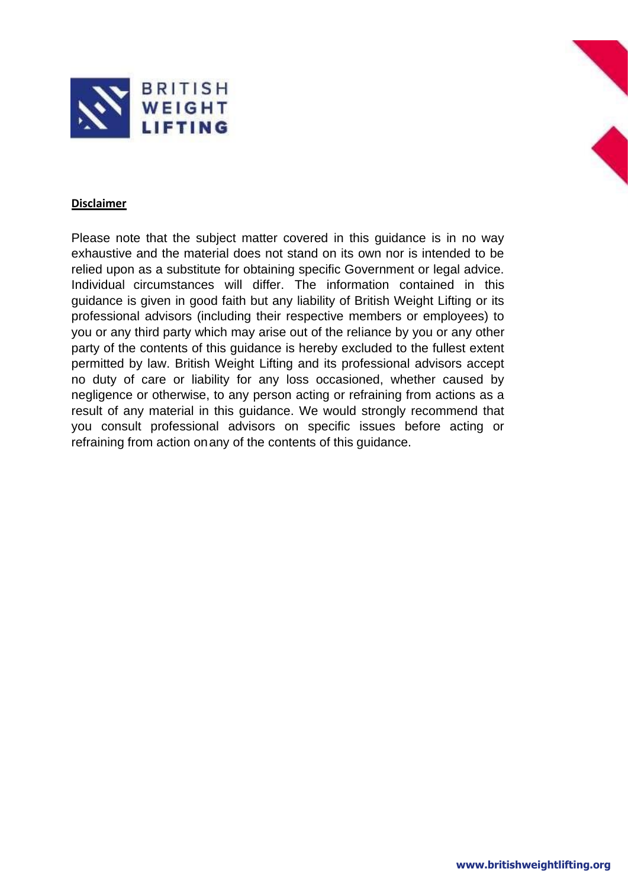**Disclaimer**

Please note that the subject matter covered in this guidance is in no way exhaustive and the material does not stand on its own nor is intended to be relied upon as a substitute for obtaining specific Government or legal advice. Individual circumstances will differ. The information contained in this guidance is given in good faith but any liability of British Weight Lifting or its professional advisors (including their respective members or employees) to you or any third party which may arise out of the reliance by you or any other party of the contents of this guidance is hereby excluded to the fullest extent permitted by law. British Weight Lifting and its professional advisors accept no duty of care or liability for any loss occasioned, whether caused by negligence or otherwise, to any person acting or refraining from actions as a result of any material in this guidance. We would strongly recommend that you consult professional advisors on specific issues before acting or refraining from action on any of the contents of this guidance.